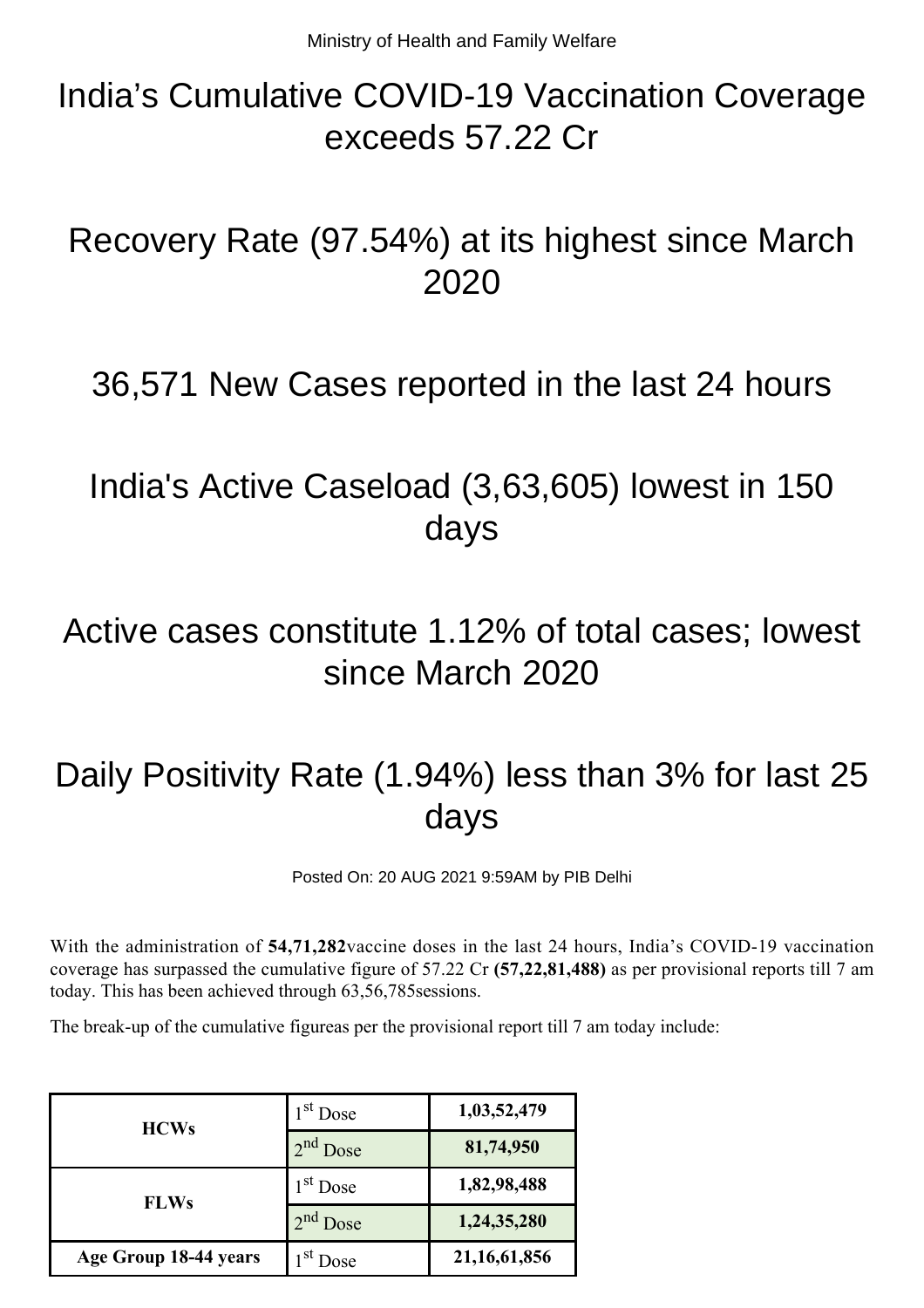Ministry of Health and Family Welfare

# India's Cumulative COVID-19 Vaccination Coverage exceeds 57.22 Cr

# Recovery Rate (97.54%) at its highest since March 2020

# 36,571 New Cases reported in the last 24 hours

# India's Active Caseload (3,63,605) lowest in 150 days

# Active cases constitute 1.12% of total cases; lowest since March 2020

# Daily Positivity Rate (1.94%) less than 3% for last 25 days

Posted On: 20 AUG 2021 9:59AM by PIB Delhi

With the administration of **54,71,282**vaccine doses in the last 24 hours, India's COVID-19 vaccination coverage has surpassed the cumulative figure of 57.22 Cr **(57,22,81,488)** as per provisional reports till 7 am today. This has been achieved through 63,56,785sessions.

The break-up of the cumulative figureas per the provisional report till 7 am today include:

| | | |
|---|---|---|
| **HCWs** | 1st Dose | **1,03,52,479** |
| | 2nd Dose | **81,74,950** |
| **FLWs** | 1st Dose | **1,82,98,488** |
| | 2nd Dose | **1,24,35,280** |
| **Age Group 18-44 years** | 1st Dose | **21,16,61,856** |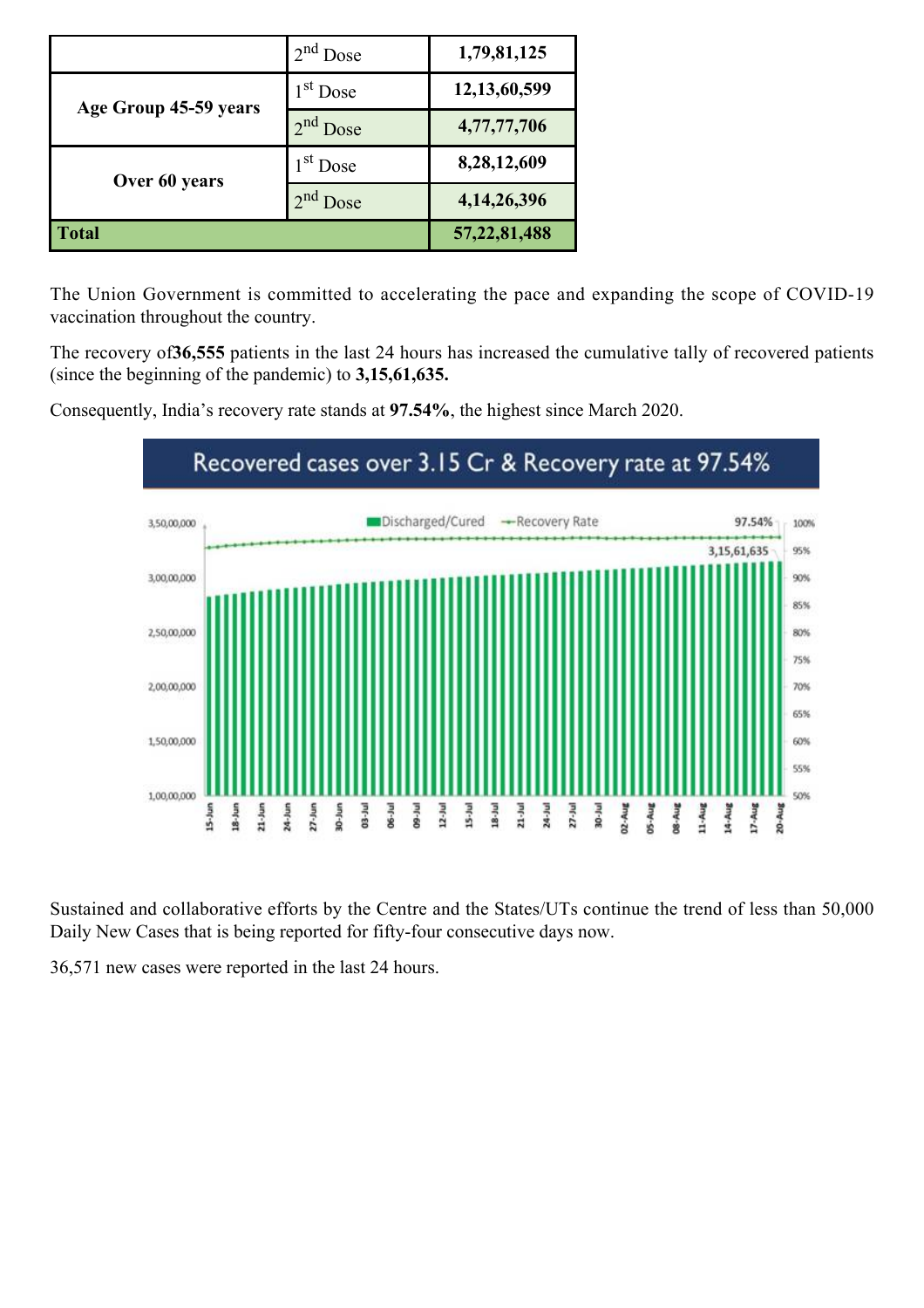| | | |
|---|---|---|
| | 2nd Dose | 1,79,81,125 |
| Age Group 45-59 years | 1st Dose | 12,13,60,599 |
| | 2nd Dose | 4,77,77,706 |
| Over 60 years | 1st Dose | 8,28,12,609 |
| | 2nd Dose | 4,14,26,396 |
| **Total** | | **57,22,81,488** |

The Union Government is committed to accelerating the pace and expanding the scope of COVID-19 vaccination throughout the country.

The recovery of**36,555** patients in the last 24 hours has increased the cumulative tally of recovered patients (since the beginning of the pandemic) to **3,15,61,635.**

Consequently, India's recovery rate stands at **97.54%**, the highest since March 2020.

Recovered cases over 3.15 Cr & Recovery rate at 97.54%

Sustained and collaborative efforts by the Centre and the States/UTs continue the trend of less than 50,000 Daily New Cases that is being reported for fifty-four consecutive days now.

36,571 new cases were reported in the last 24 hours.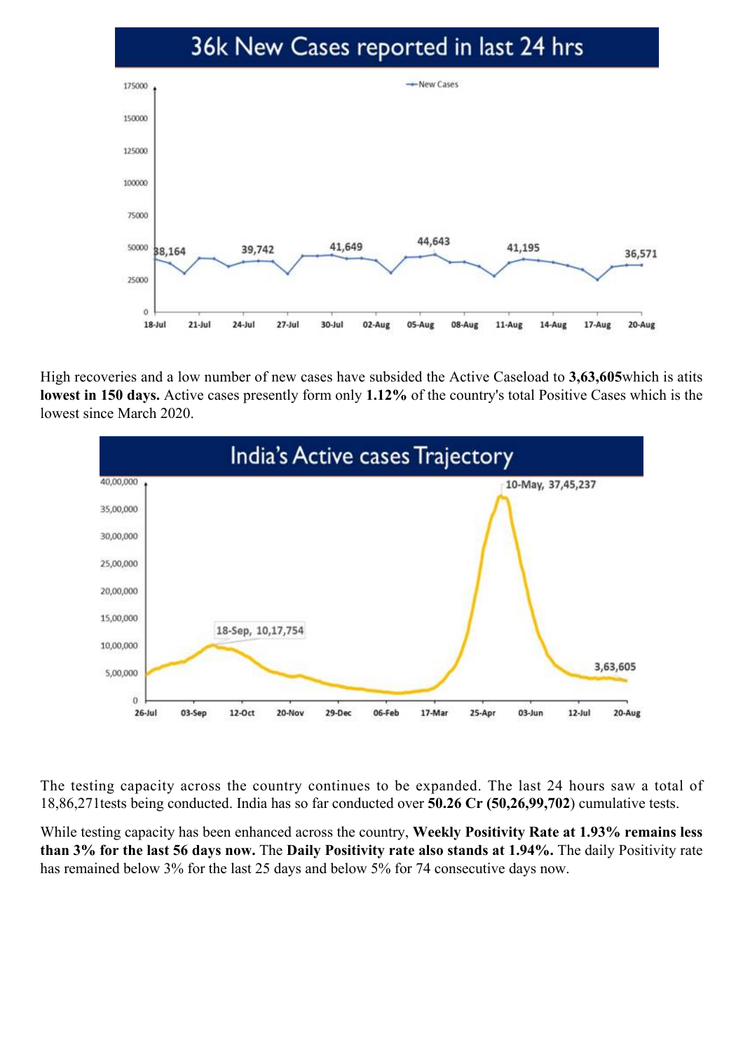## 36k New Cases reported in last 24 hrs

High recoveries and a low number of new cases have subsided the Active Caseload to **3,63,605**which is atits **lowest in 150 days.** Active cases presently form only **1.12%** of the country's total Positive Cases which is the lowest since March 2020.

## India's Active cases Trajectory

The testing capacity across the country continues to be expanded. The last 24 hours saw a total of 18,86,271tests being conducted. India has so far conducted over **50.26 Cr (50,26,99,702**) cumulative tests.

While testing capacity has been enhanced across the country, **Weekly Positivity Rate at 1.93% remains less than 3% for the last 56 days now.** The **Daily Positivity rate also stands at 1.94%.** The daily Positivity rate has remained below 3% for the last 25 days and below 5% for 74 consecutive days now.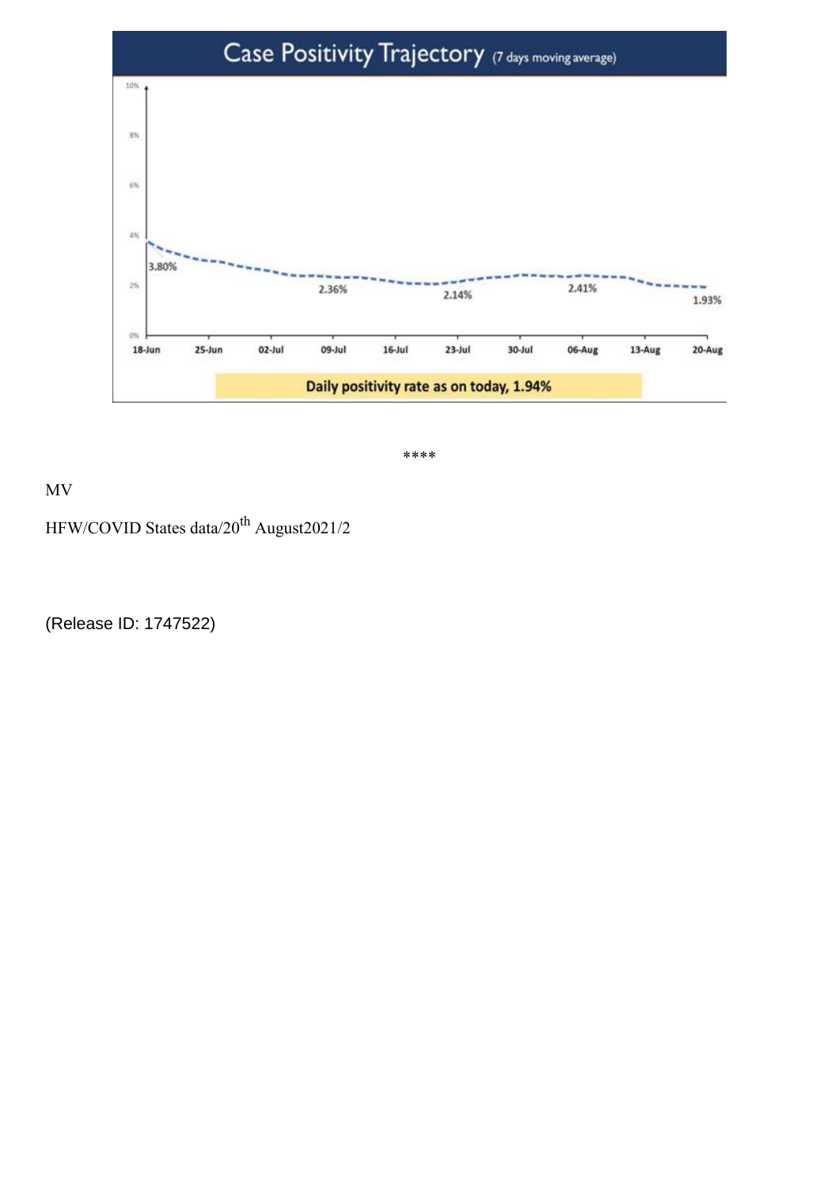Case Positivity Trajectory (7 days moving average)

10%

8%

6%

4%

2%

0%

3.80%

2.36%

2.14%

2.41%

1.93%

18-Jun 25-Jun 02-Jul 09-Jul 16-Jul 23-Jul 30-Jul 06-Aug 13-Aug 20-Aug

Daily positivity rate as on today, 1.94%

****

MV

HFW/COVID States data/20th August2021/2

(Release ID: 1747522)